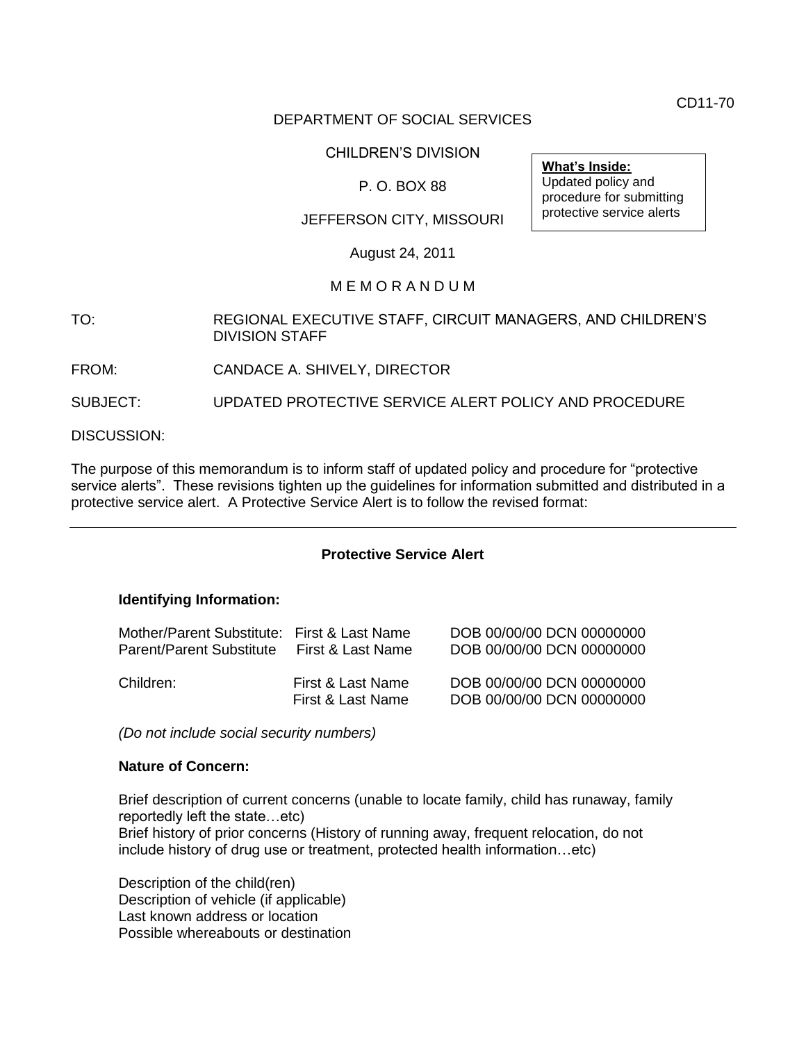CD11-70

DEPARTMENT OF SOCIAL SERVICES

CHILDREN'S DIVISION

P. O. BOX 88

JEFFERSON CITY, MISSOURI

August 24, 2011

**What's Inside:**
Updated policy and procedure for submitting protective service alerts

M E M O R A N D U M

TO: REGIONAL EXECUTIVE STAFF, CIRCUIT MANAGERS, AND CHILDREN'S DIVISION STAFF

FROM: CANDACE A. SHIVELY, DIRECTOR

SUBJECT: UPDATED PROTECTIVE SERVICE ALERT POLICY AND PROCEDURE

DISCUSSION:

The purpose of this memorandum is to inform staff of updated policy and procedure for "protective service alerts". These revisions tighten up the guidelines for information submitted and distributed in a protective service alert. A Protective Service Alert is to follow the revised format:

---

**Protective Service Alert**

**Identifying Information:**

| | | |
|---|---|---|
| Mother/Parent Substitute: | First & Last Name | DOB 00/00/00 DCN 00000000 |
| Parent/Parent Substitute | First & Last Name | DOB 00/00/00 DCN 00000000 |
| Children: | First & Last Name | DOB 00/00/00 DCN 00000000 |
| | First & Last Name | DOB 00/00/00 DCN 00000000 |

*(Do not include social security numbers)*

**Nature of Concern:**

Brief description of current concerns (unable to locate family, child has runaway, family reportedly left the state…etc)
Brief history of prior concerns (History of running away, frequent relocation, do not include history of drug use or treatment, protected health information…etc)

Description of the child(ren)
Description of vehicle (if applicable)
Last known address or location
Possible whereabouts or destination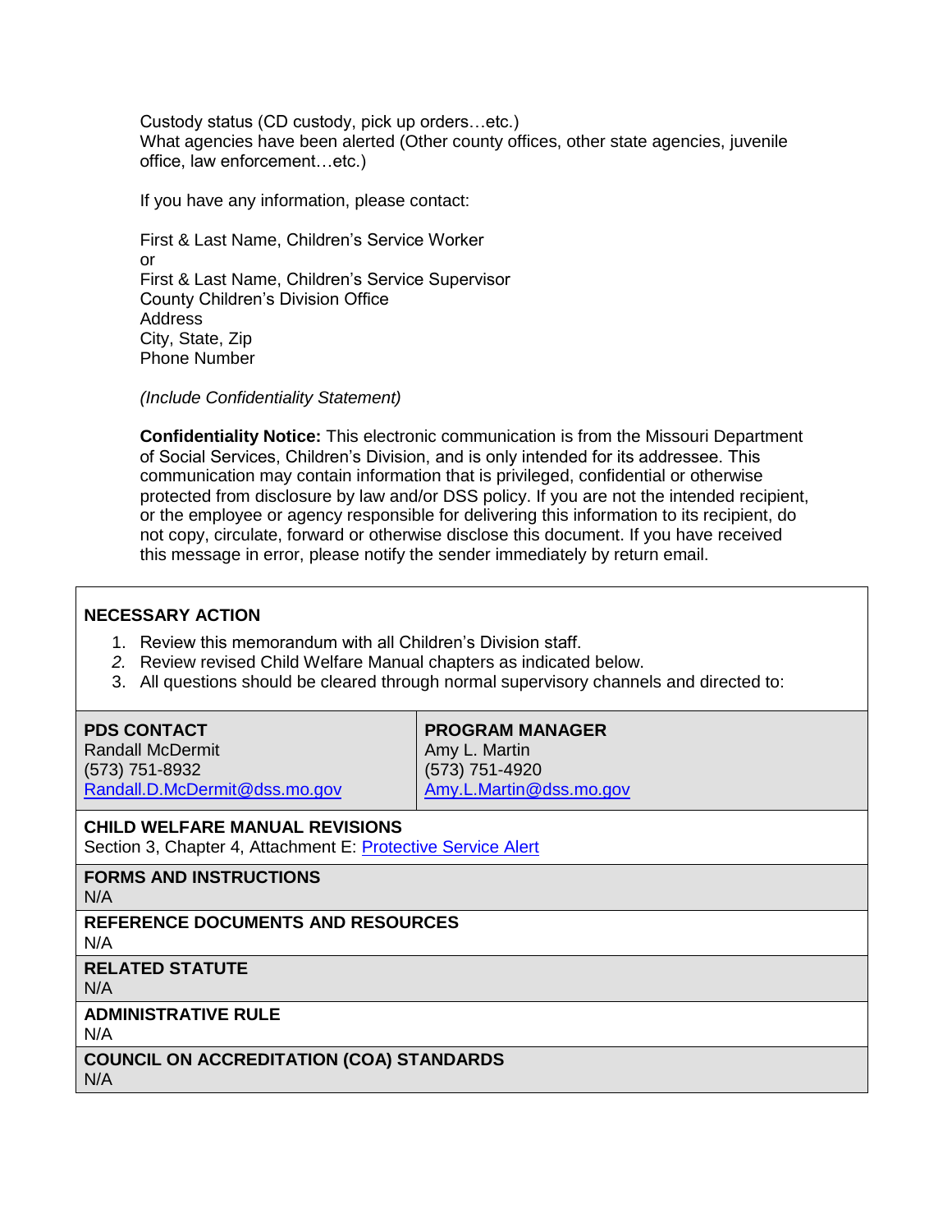Custody status (CD custody, pick up orders…etc.)
What agencies have been alerted (Other county offices, other state agencies, juvenile office, law enforcement…etc.)

If you have any information, please contact:

First & Last Name, Children's Service Worker
or
First & Last Name, Children's Service Supervisor
County Children's Division Office
Address
City, State, Zip
Phone Number

*(Include Confidentiality Statement)*

**Confidentiality Notice:** This electronic communication is from the Missouri Department of Social Services, Children's Division, and is only intended for its addressee. This communication may contain information that is privileged, confidential or otherwise protected from disclosure by law and/or DSS policy. If you are not the intended recipient, or the employee or agency responsible for delivering this information to its recipient, do not copy, circulate, forward or otherwise disclose this document. If you have received this message in error, please notify the sender immediately by return email.

**NECESSARY ACTION**

1. Review this memorandum with all Children's Division staff.
2. Review revised Child Welfare Manual chapters as indicated below.
3. All questions should be cleared through normal supervisory channels and directed to:

| **PDS CONTACT** | **PROGRAM MANAGER** |
| --- | --- |
| Randall McDermit<br>(573) 751-8932<br>Randall.D.McDermit@dss.mo.gov | Amy L. Martin<br>(573) 751-4920<br>Amy.L.Martin@dss.mo.gov |

**CHILD WELFARE MANUAL REVISIONS**
Section 3, Chapter 4, Attachment E: Protective Service Alert

**FORMS AND INSTRUCTIONS**
N/A

**REFERENCE DOCUMENTS AND RESOURCES**
N/A

**RELATED STATUTE**
N/A

**ADMINISTRATIVE RULE**
N/A

**COUNCIL ON ACCREDITATION (COA) STANDARDS**
N/A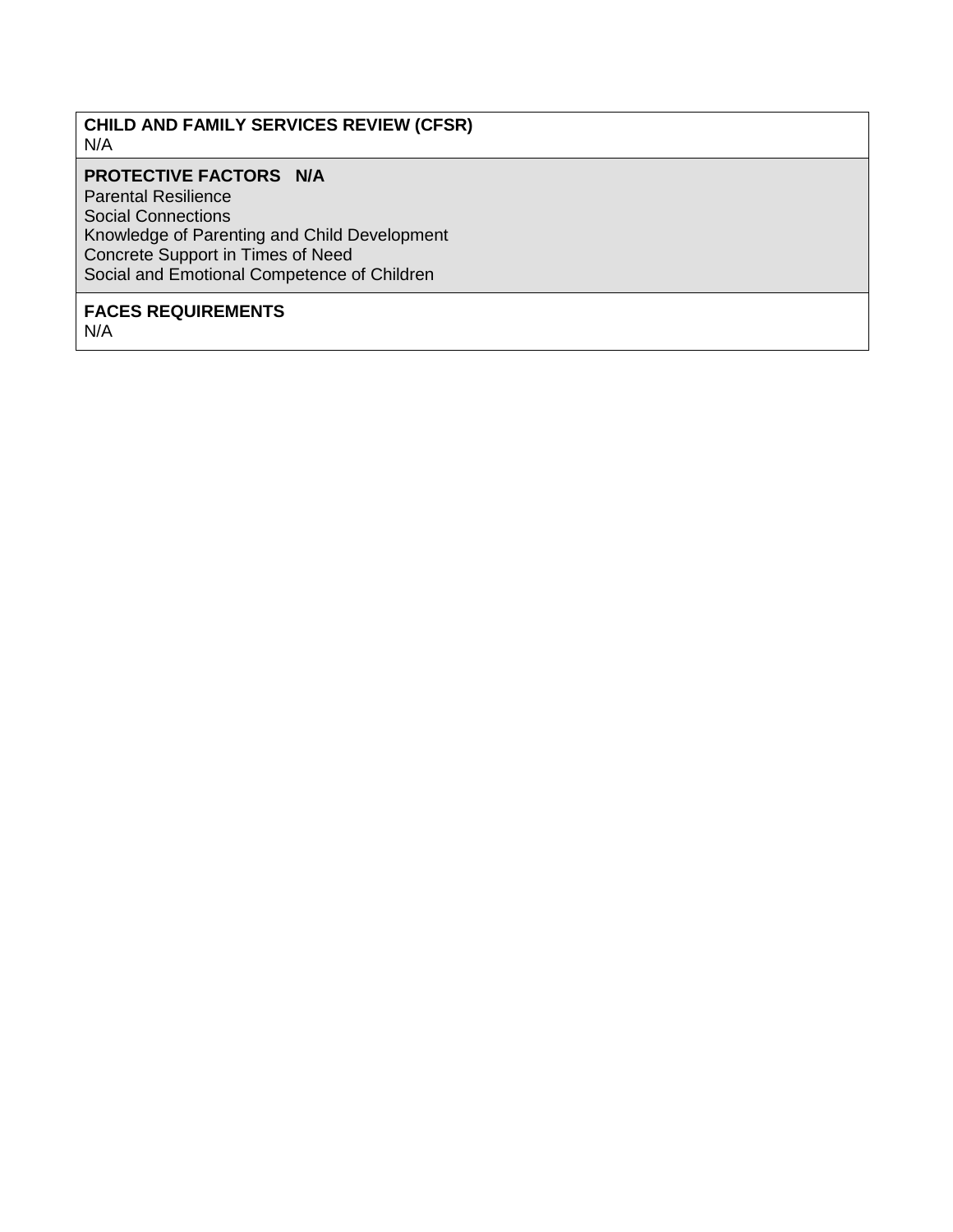**CHILD AND FAMILY SERVICES REVIEW (CFSR)**
N/A

**PROTECTIVE FACTORS N/A**
Parental Resilience
Social Connections
Knowledge of Parenting and Child Development
Concrete Support in Times of Need
Social and Emotional Competence of Children

**FACES REQUIREMENTS**
N/A